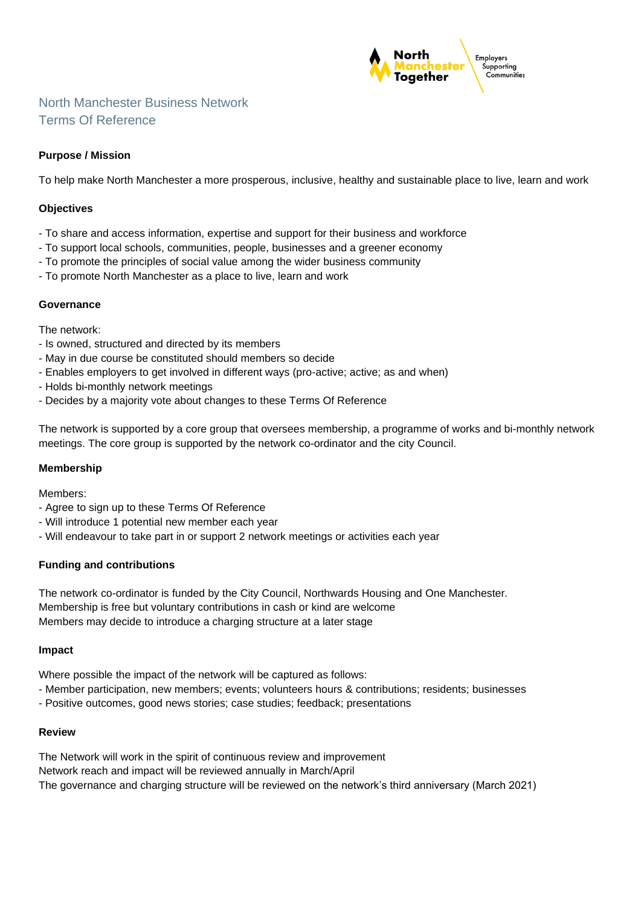# North Manchester Business Network
# Terms Of Reference

**Purpose / Mission**

To help make North Manchester a more prosperous, inclusive, healthy and sustainable place to live, learn and work

**Objectives**

- To share and access information, expertise and support for their business and workforce
- To support local schools, communities, people, businesses and a greener economy
- To promote the principles of social value among the wider business community
- To promote North Manchester as a place to live, learn and work

**Governance**

The network:
- Is owned, structured and directed by its members
- May in due course be constituted should members so decide
- Enables employers to get involved in different ways (pro-active; active; as and when)
- Holds bi-monthly network meetings
- Decides by a majority vote about changes to these Terms Of Reference

The network is supported by a core group that oversees membership, a programme of works and bi-monthly network meetings. The core group is supported by the network co-ordinator and the city Council.

**Membership**

Members:
- Agree to sign up to these Terms Of Reference
- Will introduce 1 potential new member each year
- Will endeavour to take part in or support 2 network meetings or activities each year

**Funding and contributions**

The network co-ordinator is funded by the City Council, Northwards Housing and One Manchester.
Membership is free but voluntary contributions in cash or kind are welcome
Members may decide to introduce a charging structure at a later stage

**Impact**

Where possible the impact of the network will be captured as follows:
- Member participation, new members; events; volunteers hours & contributions; residents; businesses
- Positive outcomes, good news stories; case studies; feedback; presentations

**Review**

The Network will work in the spirit of continuous review and improvement
Network reach and impact will be reviewed annually in March/April
The governance and charging structure will be reviewed on the network's third anniversary (March 2021)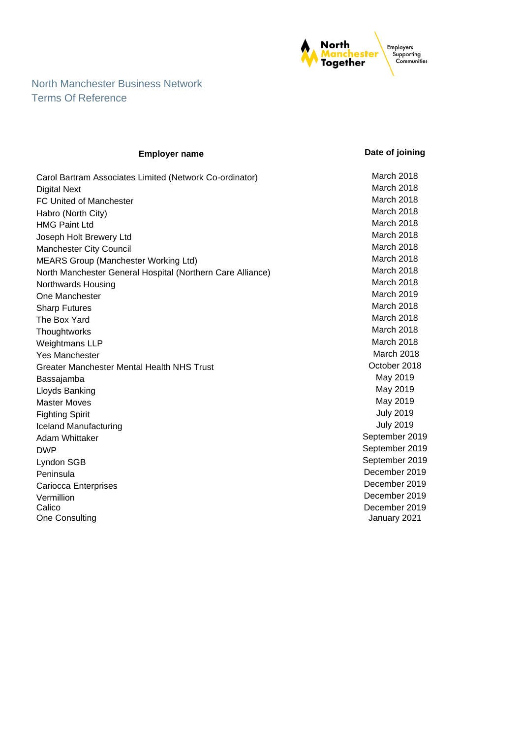North Manchester Together — Employers Supporting Communities

## North Manchester Business Network
## Terms Of Reference

| Employer name | Date of joining |
| --- | --- |
| Carol Bartram Associates Limited (Network Co-ordinator) | March 2018 |
| Digital Next | March 2018 |
| FC United of Manchester | March 2018 |
| Habro (North City) | March 2018 |
| HMG Paint Ltd | March 2018 |
| Joseph Holt Brewery Ltd | March 2018 |
| Manchester City Council | March 2018 |
| MEARS Group (Manchester Working Ltd) | March 2018 |
| North Manchester General Hospital (Northern Care Alliance) | March 2018 |
| Northwards Housing | March 2018 |
| One Manchester | March 2019 |
| Sharp Futures | March 2018 |
| The Box Yard | March 2018 |
| Thoughtworks | March 2018 |
| Weightmans LLP | March 2018 |
| Yes Manchester | March 2018 |
| Greater Manchester Mental Health NHS Trust | October 2018 |
| Bassajamba | May 2019 |
| Lloyds Banking | May 2019 |
| Master Moves | May 2019 |
| Fighting Spirit | July 2019 |
| Iceland Manufacturing | July 2019 |
| Adam Whittaker | September 2019 |
| DWP | September 2019 |
| Lyndon SGB | September 2019 |
| Peninsula | December 2019 |
| Cariocca Enterprises | December 2019 |
| Vermillion | December 2019 |
| Calico | December 2019 |
| One Consulting | January 2021 |